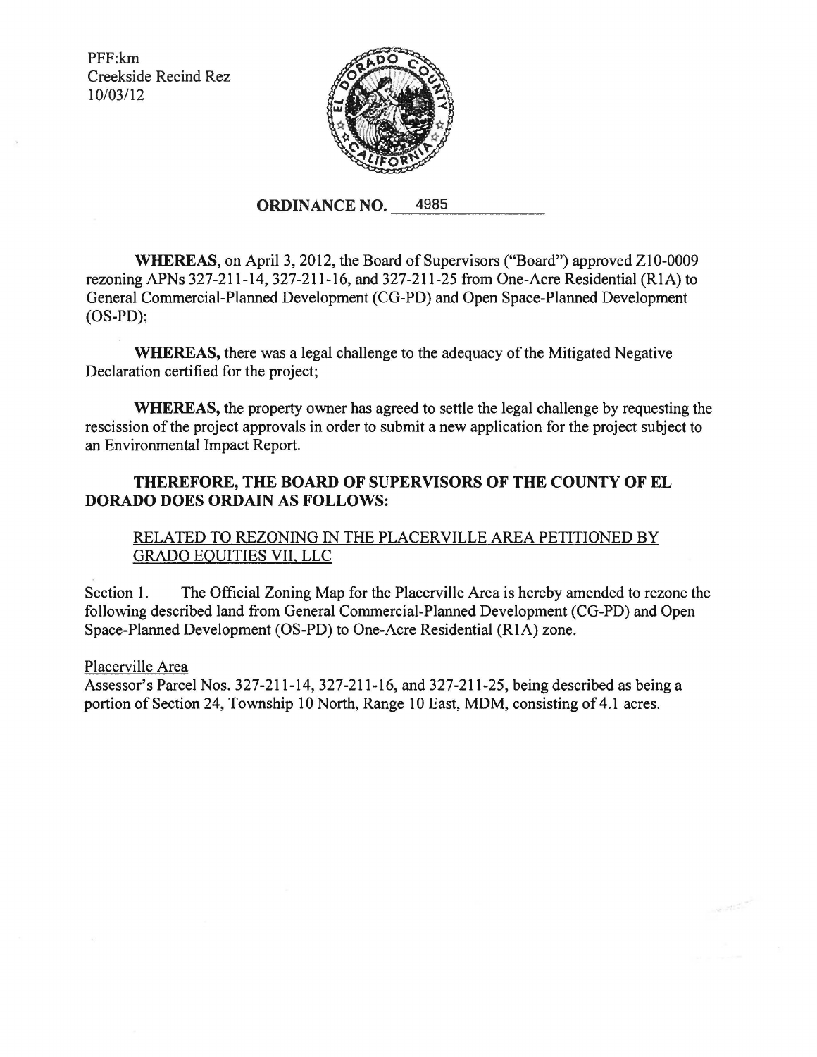PFF:km
Creekside Recind Rez
10/03/12

**ORDINANCE NO. 4985**

**WHEREAS**, on April 3, 2012, the Board of Supervisors ("Board") approved Z10-0009 rezoning APNs 327-211-14, 327-211-16, and 327-211-25 from One-Acre Residential (R1A) to General Commercial-Planned Development (CG-PD) and Open Space-Planned Development (OS-PD);

**WHEREAS,** there was a legal challenge to the adequacy of the Mitigated Negative Declaration certified for the project;

**WHEREAS,** the property owner has agreed to settle the legal challenge by requesting the rescission of the project approvals in order to submit a new application for the project subject to an Environmental Impact Report.

**THEREFORE, THE BOARD OF SUPERVISORS OF THE COUNTY OF EL DORADO DOES ORDAIN AS FOLLOWS:**

<u>RELATED TO REZONING IN THE PLACERVILLE AREA PETITIONED BY GRADO EQUITIES VII, LLC</u>

Section 1. The Official Zoning Map for the Placerville Area is hereby amended to rezone the following described land from General Commercial-Planned Development (CG-PD) and Open Space-Planned Development (OS-PD) to One-Acre Residential (R1A) zone.

<u>Placerville Area</u>
Assessor's Parcel Nos. 327-211-14, 327-211-16, and 327-211-25, being described as being a portion of Section 24, Township 10 North, Range 10 East, MDM, consisting of 4.1 acres.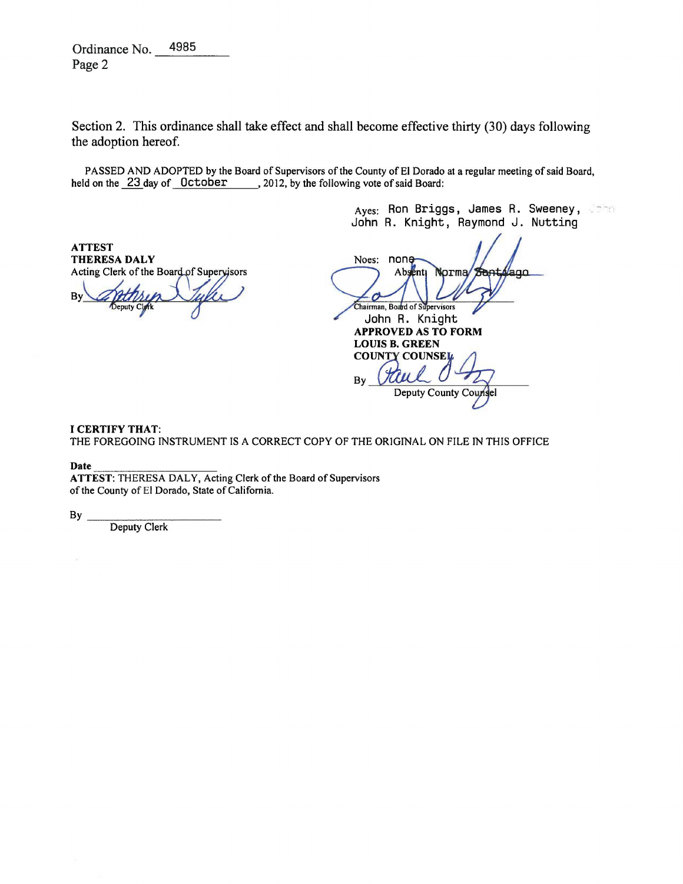Ordinance No. 4985
Page 2

Section 2. This ordinance shall take effect and shall become effective thirty (30) days following the adoption hereof.

PASSED AND ADOPTED by the Board of Supervisors of the County of El Dorado at a regular meeting of said Board, held on the 23 day of October, 2012, by the following vote of said Board:

Ayes: Ron Briggs, James R. Sweeney, John R. Knight, Raymond J. Nutting

Noes: none

Absent: Norma Santiago

**ATTEST**
**THERESA DALY**
Acting Clerk of the Board of Supervisors

By ______________________
Deputy Clerk

______________________
Chairman, Board of Supervisors
John R. Knight

**APPROVED AS TO FORM**
**LOUIS B. GREEN**
**COUNTY COUNSEL**

By ______________________
Deputy County Counsel

**I CERTIFY THAT:**
THE FOREGOING INSTRUMENT IS A CORRECT COPY OF THE ORIGINAL ON FILE IN THIS OFFICE

**Date** ______________________
**ATTEST:** THERESA DALY, Acting Clerk of the Board of Supervisors of the County of El Dorado, State of California.

By ______________________
Deputy Clerk